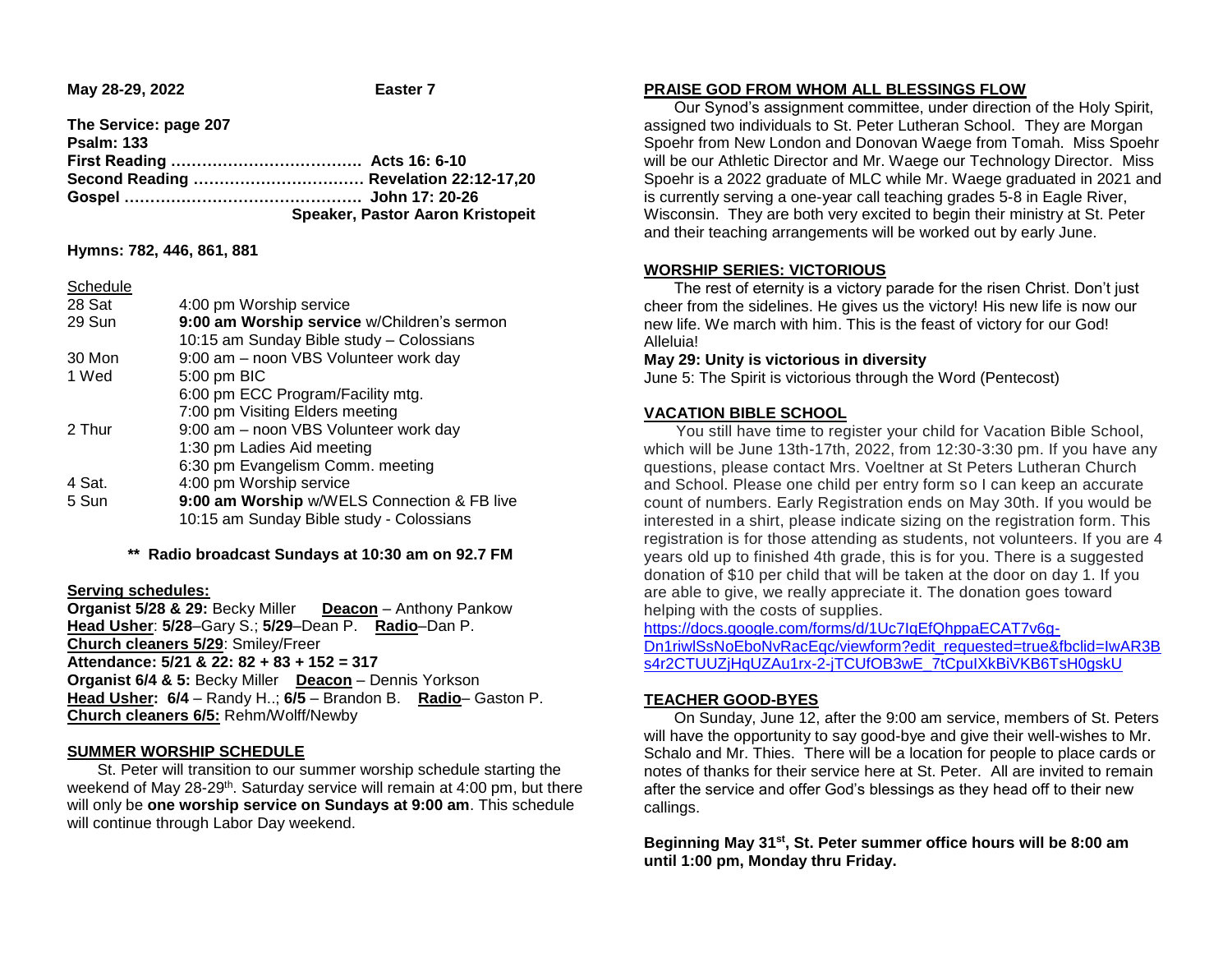**May 28-29, 2022** **Easter 7**

**The Service: page 207**
**Psalm: 133**
**First Reading ……………………………… Acts 16: 6-10**
**Second Reading …………………………… Revelation 22:12-17,20**
**Gospel ……………………………………… John 17: 20-26**
**Speaker, Pastor Aaron Kristopeit**

**Hymns: 782, 446, 861, 881**

Schedule

| | |
|---|---|
| 28 Sat | 4:00 pm Worship service |
| 29 Sun | **9:00 am Worship service** w/Children's sermon |
| | 10:15 am Sunday Bible study – Colossians |
| 30 Mon | 9:00 am – noon VBS Volunteer work day |
| 1 Wed | 5:00 pm BIC |
| | 6:00 pm ECC Program/Facility mtg. |
| | 7:00 pm Visiting Elders meeting |
| 2 Thur | 9:00 am – noon VBS Volunteer work day |
| | 1:30 pm Ladies Aid meeting |
| | 6:30 pm Evangelism Comm. meeting |
| 4 Sat. | 4:00 pm Worship service |
| 5 Sun | **9:00 am Worship** w/WELS Connection & FB live |
| | 10:15 am Sunday Bible study - Colossians |

**\*\* Radio broadcast Sundays at 10:30 am on 92.7 FM**

**Serving schedules:**
**Organist 5/28 & 29:** Becky Miller **Deacon** – Anthony Pankow
**Head Usher**: **5/28**–Gary S.; **5/29**–Dean P. **Radio**–Dan P.
**Church cleaners 5/29**: Smiley/Freer
**Attendance: 5/21 & 22: 82 + 83 + 152 = 317**
**Organist 6/4 & 5:** Becky Miller **Deacon** – Dennis Yorkson
**Head Usher: 6/4** – Randy H..; **6/5** – Brandon B. **Radio**– Gaston P.
**Church cleaners 6/5:** Rehm/Wolff/Newby

## SUMMER WORSHIP SCHEDULE

St. Peter will transition to our summer worship schedule starting the weekend of May 28-29th. Saturday service will remain at 4:00 pm, but there will only be **one worship service on Sundays at 9:00 am**. This schedule will continue through Labor Day weekend.

## PRAISE GOD FROM WHOM ALL BLESSINGS FLOW

Our Synod's assignment committee, under direction of the Holy Spirit, assigned two individuals to St. Peter Lutheran School. They are Morgan Spoehr from New London and Donovan Waege from Tomah. Miss Spoehr will be our Athletic Director and Mr. Waege our Technology Director. Miss Spoehr is a 2022 graduate of MLC while Mr. Waege graduated in 2021 and is currently serving a one-year call teaching grades 5-8 in Eagle River, Wisconsin. They are both very excited to begin their ministry at St. Peter and their teaching arrangements will be worked out by early June.

## WORSHIP SERIES: VICTORIOUS

The rest of eternity is a victory parade for the risen Christ. Don't just cheer from the sidelines. He gives us the victory! His new life is now our new life. We march with him. This is the feast of victory for our God! Alleluia!

**May 29: Unity is victorious in diversity**
June 5: The Spirit is victorious through the Word (Pentecost)

## VACATION BIBLE SCHOOL

You still have time to register your child for Vacation Bible School, which will be June 13th-17th, 2022, from 12:30-3:30 pm. If you have any questions, please contact Mrs. Voeltner at St Peters Lutheran Church and School. Please one child per entry form so I can keep an accurate count of numbers. Early Registration ends on May 30th. If you would be interested in a shirt, please indicate sizing on the registration form. This registration is for those attending as students, not volunteers. If you are 4 years old up to finished 4th grade, this is for you. There is a suggested donation of $10 per child that will be taken at the door on day 1. If you are able to give, we really appreciate it. The donation goes toward helping with the costs of supplies.

https://docs.google.com/forms/d/1Uc7IqEfQhppaECAT7v6g-Dn1riwlSsNoEboNvRacEqc/viewform?edit_requested=true&fbclid=IwAR3Bs4r2CTUUZjHqUZAu1rx-2-jTCUfOB3wE_7tCpuIXkBiVKB6TsH0gskU

## TEACHER GOOD-BYES

On Sunday, June 12, after the 9:00 am service, members of St. Peters will have the opportunity to say good-bye and give their well-wishes to Mr. Schalo and Mr. Thies. There will be a location for people to place cards or notes of thanks for their service here at St. Peter. All are invited to remain after the service and offer God's blessings as they head off to their new callings.

**Beginning May 31st, St. Peter summer office hours will be 8:00 am until 1:00 pm, Monday thru Friday.**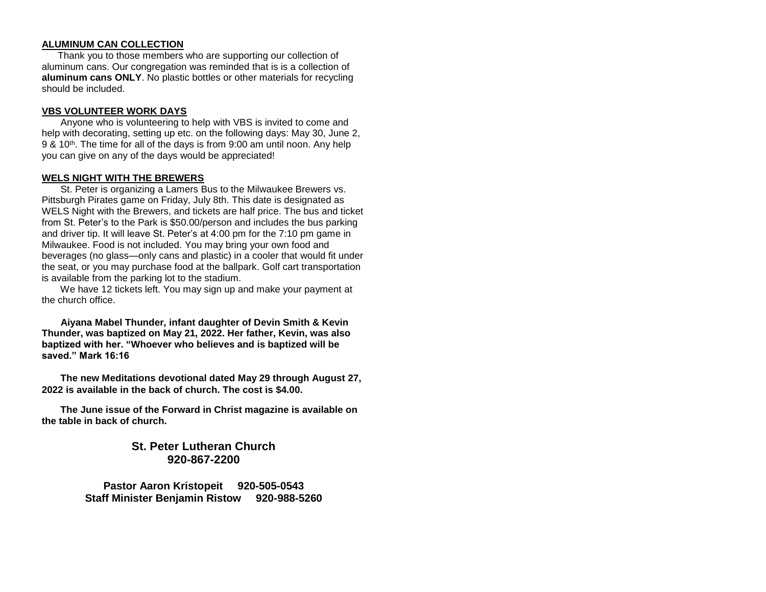## ALUMINUM CAN COLLECTION

Thank you to those members who are supporting our collection of aluminum cans. Our congregation was reminded that is is a collection of **aluminum cans ONLY**. No plastic bottles or other materials for recycling should be included.

## VBS VOLUNTEER WORK DAYS

Anyone who is volunteering to help with VBS is invited to come and help with decorating, setting up etc. on the following days: May 30, June 2, 9 & 10th. The time for all of the days is from 9:00 am until noon. Any help you can give on any of the days would be appreciated!

## WELS NIGHT WITH THE BREWERS

St. Peter is organizing a Lamers Bus to the Milwaukee Brewers vs. Pittsburgh Pirates game on Friday, July 8th. This date is designated as WELS Night with the Brewers, and tickets are half price. The bus and ticket from St. Peter's to the Park is $50.00/person and includes the bus parking and driver tip. It will leave St. Peter's at 4:00 pm for the 7:10 pm game in Milwaukee. Food is not included. You may bring your own food and beverages (no glass—only cans and plastic) in a cooler that would fit under the seat, or you may purchase food at the ballpark. Golf cart transportation is available from the parking lot to the stadium.

We have 12 tickets left. You may sign up and make your payment at the church office.

**Aiyana Mabel Thunder, infant daughter of Devin Smith & Kevin Thunder, was baptized on May 21, 2022. Her father, Kevin, was also baptized with her. "Whoever who believes and is baptized will be saved." Mark 16:16**

**The new Meditations devotional dated May 29 through August 27, 2022 is available in the back of church. The cost is $4.00.**

**The June issue of the Forward in Christ magazine is available on the table in back of church.**

**St. Peter Lutheran Church**
**920-867-2200**

**Pastor Aaron Kristopeit 920-505-0543**
**Staff Minister Benjamin Ristow 920-988-5260**